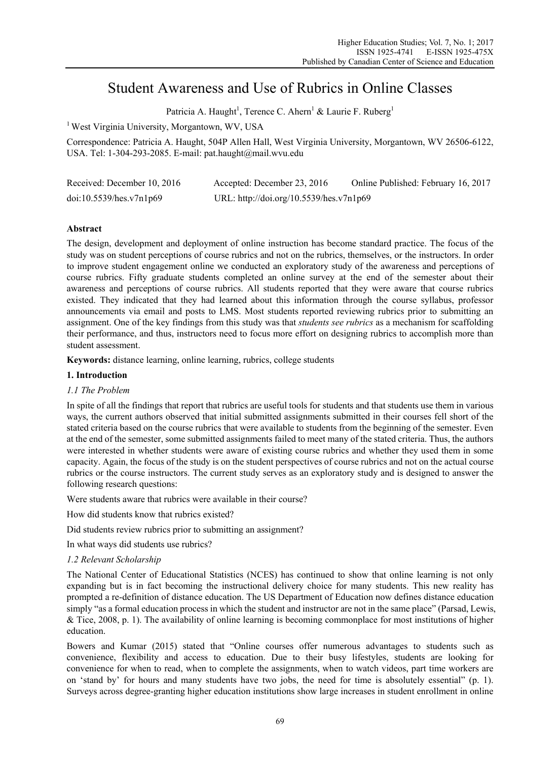# Student Awareness and Use of Rubrics in Online Classes

Patricia A. Haught[1], Terence C. Ahern[1] & Laurie F. Ruberg[1]

[1] West Virginia University, Morgantown, WV, USA

Correspondence: Patricia A. Haught, 504P Allen Hall, West Virginia University, Morgantown, WV 26506-6122, USA. Tel: 1-304-293-2085. E-mail: pat.haught@mail.wvu.edu

Received: December 10, 2016 Accepted: December 23, 2016 Online Published: February 16, 2017

doi:10.5539/hes.v7n1p69 URL: http://doi.org/10.5539/hes.v7n1p69

## Abstract

The design, development and deployment of online instruction has become standard practice. The focus of the study was on student perceptions of course rubrics and not on the rubrics, themselves, or the instructors. In order to improve student engagement online we conducted an exploratory study of the awareness and perceptions of course rubrics. Fifty graduate students completed an online survey at the end of the semester about their awareness and perceptions of course rubrics. All students reported that they were aware that course rubrics existed. They indicated that they had learned about this information through the course syllabus, professor announcements via email and posts to LMS. Most students reported reviewing rubrics prior to submitting an assignment. One of the key findings from this study was that *students see rubrics* as a mechanism for scaffolding their performance, and thus, instructors need to focus more effort on designing rubrics to accomplish more than student assessment.

**Keywords:** distance learning, online learning, rubrics, college students

## 1. Introduction

### 1.1 The Problem

In spite of all the findings that report that rubrics are useful tools for students and that students use them in various ways, the current authors observed that initial submitted assignments submitted in their courses fell short of the stated criteria based on the course rubrics that were available to students from the beginning of the semester. Even at the end of the semester, some submitted assignments failed to meet many of the stated criteria. Thus, the authors were interested in whether students were aware of existing course rubrics and whether they used them in some capacity. Again, the focus of the study is on the student perspectives of course rubrics and not on the actual course rubrics or the course instructors. The current study serves as an exploratory study and is designed to answer the following research questions:

Were students aware that rubrics were available in their course?

How did students know that rubrics existed?

Did students review rubrics prior to submitting an assignment?

In what ways did students use rubrics?

### 1.2 Relevant Scholarship

The National Center of Educational Statistics (NCES) has continued to show that online learning is not only expanding but is in fact becoming the instructional delivery choice for many students. This new reality has prompted a re-definition of distance education. The US Department of Education now defines distance education simply "as a formal education process in which the student and instructor are not in the same place" (Parsad, Lewis, & Tice, 2008, p. 1). The availability of online learning is becoming commonplace for most institutions of higher education.

Bowers and Kumar (2015) stated that "Online courses offer numerous advantages to students such as convenience, flexibility and access to education. Due to their busy lifestyles, students are looking for convenience for when to read, when to complete the assignments, when to watch videos, part time workers are on 'stand by' for hours and many students have two jobs, the need for time is absolutely essential" (p. 1). Surveys across degree-granting higher education institutions show large increases in student enrollment in online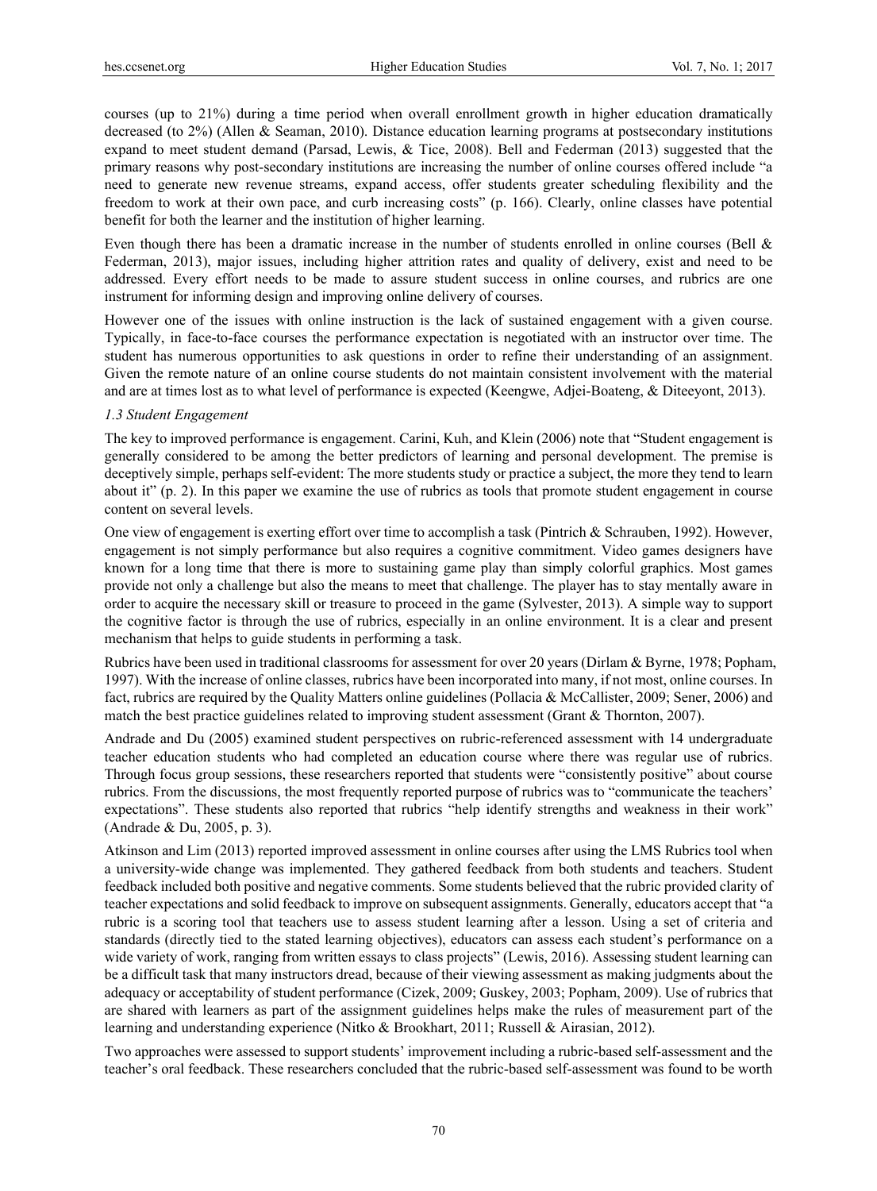courses (up to 21%) during a time period when overall enrollment growth in higher education dramatically decreased (to 2%) (Allen & Seaman, 2010). Distance education learning programs at postsecondary institutions expand to meet student demand (Parsad, Lewis, & Tice, 2008). Bell and Federman (2013) suggested that the primary reasons why post-secondary institutions are increasing the number of online courses offered include "a need to generate new revenue streams, expand access, offer students greater scheduling flexibility and the freedom to work at their own pace, and curb increasing costs" (p. 166). Clearly, online classes have potential benefit for both the learner and the institution of higher learning.

Even though there has been a dramatic increase in the number of students enrolled in online courses (Bell & Federman, 2013), major issues, including higher attrition rates and quality of delivery, exist and need to be addressed. Every effort needs to be made to assure student success in online courses, and rubrics are one instrument for informing design and improving online delivery of courses.

However one of the issues with online instruction is the lack of sustained engagement with a given course. Typically, in face-to-face courses the performance expectation is negotiated with an instructor over time. The student has numerous opportunities to ask questions in order to refine their understanding of an assignment. Given the remote nature of an online course students do not maintain consistent involvement with the material and are at times lost as to what level of performance is expected (Keengwe, Adjei-Boateng, & Diteeyont, 2013).

### *1.3 Student Engagement*

The key to improved performance is engagement. Carini, Kuh, and Klein (2006) note that "Student engagement is generally considered to be among the better predictors of learning and personal development. The premise is deceptively simple, perhaps self-evident: The more students study or practice a subject, the more they tend to learn about it" (p. 2). In this paper we examine the use of rubrics as tools that promote student engagement in course content on several levels.

One view of engagement is exerting effort over time to accomplish a task (Pintrich & Schrauben, 1992). However, engagement is not simply performance but also requires a cognitive commitment. Video games designers have known for a long time that there is more to sustaining game play than simply colorful graphics. Most games provide not only a challenge but also the means to meet that challenge. The player has to stay mentally aware in order to acquire the necessary skill or treasure to proceed in the game (Sylvester, 2013). A simple way to support the cognitive factor is through the use of rubrics, especially in an online environment. It is a clear and present mechanism that helps to guide students in performing a task.

Rubrics have been used in traditional classrooms for assessment for over 20 years (Dirlam & Byrne, 1978; Popham, 1997). With the increase of online classes, rubrics have been incorporated into many, if not most, online courses. In fact, rubrics are required by the Quality Matters online guidelines (Pollacia & McCallister, 2009; Sener, 2006) and match the best practice guidelines related to improving student assessment (Grant & Thornton, 2007).

Andrade and Du (2005) examined student perspectives on rubric-referenced assessment with 14 undergraduate teacher education students who had completed an education course where there was regular use of rubrics. Through focus group sessions, these researchers reported that students were "consistently positive" about course rubrics. From the discussions, the most frequently reported purpose of rubrics was to "communicate the teachers' expectations". These students also reported that rubrics "help identify strengths and weakness in their work" (Andrade & Du, 2005, p. 3).

Atkinson and Lim (2013) reported improved assessment in online courses after using the LMS Rubrics tool when a university-wide change was implemented. They gathered feedback from both students and teachers. Student feedback included both positive and negative comments. Some students believed that the rubric provided clarity of teacher expectations and solid feedback to improve on subsequent assignments. Generally, educators accept that "a rubric is a scoring tool that teachers use to assess student learning after a lesson. Using a set of criteria and standards (directly tied to the stated learning objectives), educators can assess each student's performance on a wide variety of work, ranging from written essays to class projects" (Lewis, 2016). Assessing student learning can be a difficult task that many instructors dread, because of their viewing assessment as making judgments about the adequacy or acceptability of student performance (Cizek, 2009; Guskey, 2003; Popham, 2009). Use of rubrics that are shared with learners as part of the assignment guidelines helps make the rules of measurement part of the learning and understanding experience (Nitko & Brookhart, 2011; Russell & Airasian, 2012).

Two approaches were assessed to support students' improvement including a rubric-based self-assessment and the teacher's oral feedback. These researchers concluded that the rubric-based self-assessment was found to be worth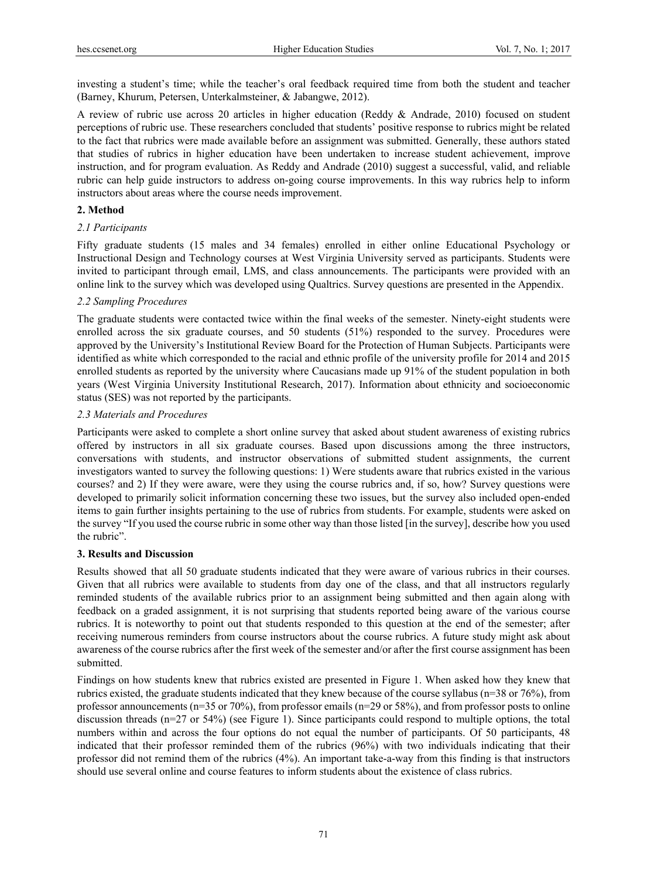investing a student's time; while the teacher's oral feedback required time from both the student and teacher (Barney, Khurum, Petersen, Unterkalmsteiner, & Jabangwe, 2012).

A review of rubric use across 20 articles in higher education (Reddy & Andrade, 2010) focused on student perceptions of rubric use. These researchers concluded that students' positive response to rubrics might be related to the fact that rubrics were made available before an assignment was submitted. Generally, these authors stated that studies of rubrics in higher education have been undertaken to increase student achievement, improve instruction, and for program evaluation. As Reddy and Andrade (2010) suggest a successful, valid, and reliable rubric can help guide instructors to address on-going course improvements. In this way rubrics help to inform instructors about areas where the course needs improvement.

## 2. Method

### *2.1 Participants*

Fifty graduate students (15 males and 34 females) enrolled in either online Educational Psychology or Instructional Design and Technology courses at West Virginia University served as participants. Students were invited to participant through email, LMS, and class announcements. The participants were provided with an online link to the survey which was developed using Qualtrics. Survey questions are presented in the Appendix.

### *2.2 Sampling Procedures*

The graduate students were contacted twice within the final weeks of the semester. Ninety-eight students were enrolled across the six graduate courses, and 50 students (51%) responded to the survey. Procedures were approved by the University's Institutional Review Board for the Protection of Human Subjects. Participants were identified as white which corresponded to the racial and ethnic profile of the university profile for 2014 and 2015 enrolled students as reported by the university where Caucasians made up 91% of the student population in both years (West Virginia University Institutional Research, 2017). Information about ethnicity and socioeconomic status (SES) was not reported by the participants.

### *2.3 Materials and Procedures*

Participants were asked to complete a short online survey that asked about student awareness of existing rubrics offered by instructors in all six graduate courses. Based upon discussions among the three instructors, conversations with students, and instructor observations of submitted student assignments, the current investigators wanted to survey the following questions: 1) Were students aware that rubrics existed in the various courses? and 2) If they were aware, were they using the course rubrics and, if so, how? Survey questions were developed to primarily solicit information concerning these two issues, but the survey also included open-ended items to gain further insights pertaining to the use of rubrics from students. For example, students were asked on the survey "If you used the course rubric in some other way than those listed [in the survey], describe how you used the rubric".

## 3. Results and Discussion

Results showed that all 50 graduate students indicated that they were aware of various rubrics in their courses. Given that all rubrics were available to students from day one of the class, and that all instructors regularly reminded students of the available rubrics prior to an assignment being submitted and then again along with feedback on a graded assignment, it is not surprising that students reported being aware of the various course rubrics. It is noteworthy to point out that students responded to this question at the end of the semester; after receiving numerous reminders from course instructors about the course rubrics. A future study might ask about awareness of the course rubrics after the first week of the semester and/or after the first course assignment has been submitted.

Findings on how students knew that rubrics existed are presented in Figure 1. When asked how they knew that rubrics existed, the graduate students indicated that they knew because of the course syllabus (n=38 or 76%), from professor announcements (n=35 or 70%), from professor emails (n=29 or 58%), and from professor posts to online discussion threads (n=27 or 54%) (see Figure 1). Since participants could respond to multiple options, the total numbers within and across the four options do not equal the number of participants. Of 50 participants, 48 indicated that their professor reminded them of the rubrics (96%) with two individuals indicating that their professor did not remind them of the rubrics (4%). An important take-a-way from this finding is that instructors should use several online and course features to inform students about the existence of class rubrics.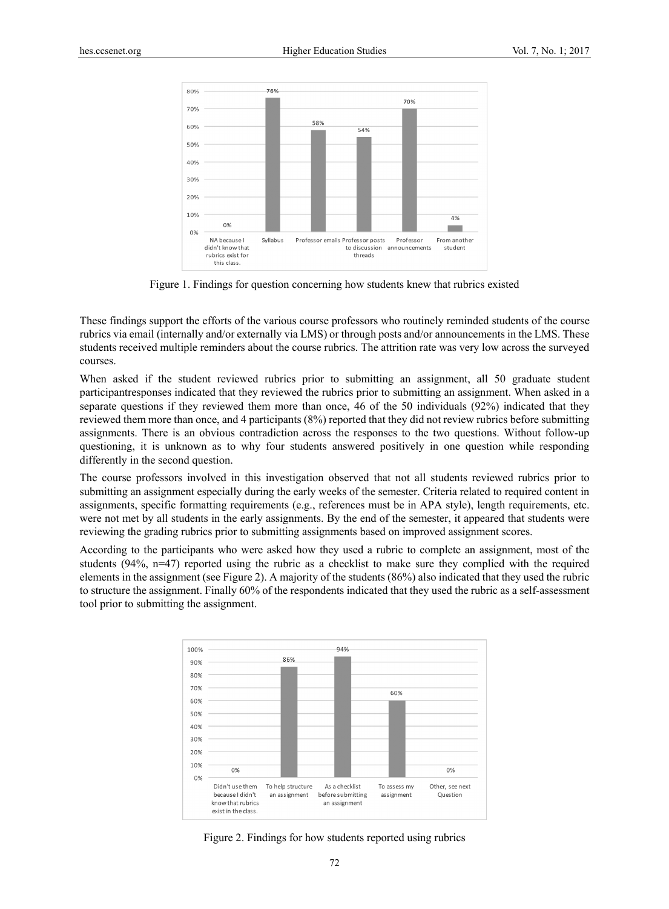Figure 1. Findings for question concerning how students knew that rubrics existed

These findings support the efforts of the various course professors who routinely reminded students of the course rubrics via email (internally and/or externally via LMS) or through posts and/or announcements in the LMS. These students received multiple reminders about the course rubrics. The attrition rate was very low across the surveyed courses.

When asked if the student reviewed rubrics prior to submitting an assignment, all 50 graduate student participantresponses indicated that they reviewed the rubrics prior to submitting an assignment. When asked in a separate questions if they reviewed them more than once, 46 of the 50 individuals (92%) indicated that they reviewed them more than once, and 4 participants (8%) reported that they did not review rubrics before submitting assignments. There is an obvious contradiction across the responses to the two questions. Without follow-up questioning, it is unknown as to why four students answered positively in one question while responding differently in the second question.

The course professors involved in this investigation observed that not all students reviewed rubrics prior to submitting an assignment especially during the early weeks of the semester. Criteria related to required content in assignments, specific formatting requirements (e.g., references must be in APA style), length requirements, etc. were not met by all students in the early assignments. By the end of the semester, it appeared that students were reviewing the grading rubrics prior to submitting assignments based on improved assignment scores.

According to the participants who were asked how they used a rubric to complete an assignment, most of the students (94%, n=47) reported using the rubric as a checklist to make sure they complied with the required elements in the assignment (see Figure 2). A majority of the students (86%) also indicated that they used the rubric to structure the assignment. Finally 60% of the respondents indicated that they used the rubric as a self-assessment tool prior to submitting the assignment.

Figure 2. Findings for how students reported using rubrics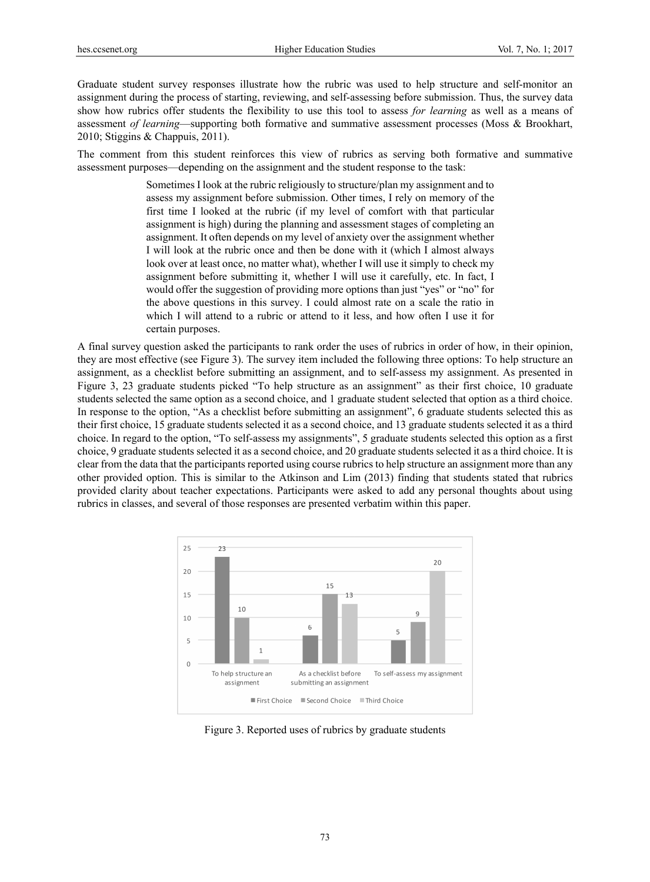Graduate student survey responses illustrate how the rubric was used to help structure and self-monitor an assignment during the process of starting, reviewing, and self-assessing before submission. Thus, the survey data show how rubrics offer students the flexibility to use this tool to assess *for learning* as well as a means of assessment *of learning*—supporting both formative and summative assessment processes (Moss & Brookhart, 2010; Stiggins & Chappuis, 2011).

The comment from this student reinforces this view of rubrics as serving both formative and summative assessment purposes—depending on the assignment and the student response to the task:

> Sometimes I look at the rubric religiously to structure/plan my assignment and to assess my assignment before submission. Other times, I rely on memory of the first time I looked at the rubric (if my level of comfort with that particular assignment is high) during the planning and assessment stages of completing an assignment. It often depends on my level of anxiety over the assignment whether I will look at the rubric once and then be done with it (which I almost always look over at least once, no matter what), whether I will use it simply to check my assignment before submitting it, whether I will use it carefully, etc. In fact, I would offer the suggestion of providing more options than just "yes" or "no" for the above questions in this survey. I could almost rate on a scale the ratio in which I will attend to a rubric or attend to it less, and how often I use it for certain purposes.

A final survey question asked the participants to rank order the uses of rubrics in order of how, in their opinion, they are most effective (see Figure 3). The survey item included the following three options: To help structure an assignment, as a checklist before submitting an assignment, and to self-assess my assignment. As presented in Figure 3, 23 graduate students picked "To help structure as an assignment" as their first choice, 10 graduate students selected the same option as a second choice, and 1 graduate student selected that option as a third choice. In response to the option, "As a checklist before submitting an assignment", 6 graduate students selected this as their first choice, 15 graduate students selected it as a second choice, and 13 graduate students selected it as a third choice. In regard to the option, "To self-assess my assignments", 5 graduate students selected this option as a first choice, 9 graduate students selected it as a second choice, and 20 graduate students selected it as a third choice. It is clear from the data that the participants reported using course rubrics to help structure an assignment more than any other provided option. This is similar to the Atkinson and Lim (2013) finding that students stated that rubrics provided clarity about teacher expectations. Participants were asked to add any personal thoughts about using rubrics in classes, and several of those responses are presented verbatim within this paper.

| | First Choice | Second Choice | Third Choice |
|---|---|---|---|
| To help structure an assignment | 23 | 10 | 1 |
| As a checklist before submitting an assignment | 6 | 15 | 13 |
| To self-assess my assignment | 5 | 9 | 20 |

Figure 3. Reported uses of rubrics by graduate students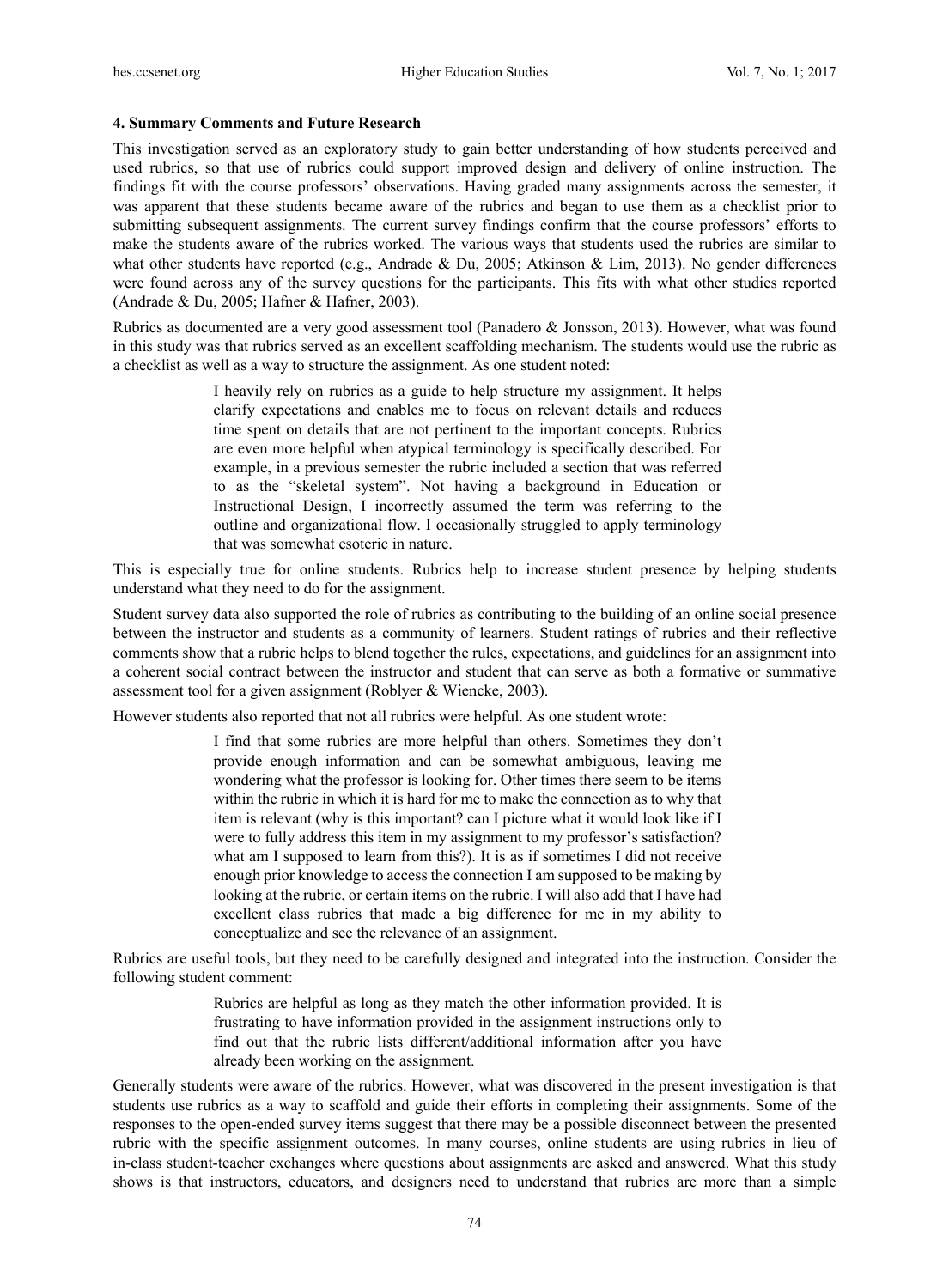### 4. Summary Comments and Future Research

This investigation served as an exploratory study to gain better understanding of how students perceived and used rubrics, so that use of rubrics could support improved design and delivery of online instruction. The findings fit with the course professors' observations. Having graded many assignments across the semester, it was apparent that these students became aware of the rubrics and began to use them as a checklist prior to submitting subsequent assignments. The current survey findings confirm that the course professors' efforts to make the students aware of the rubrics worked. The various ways that students used the rubrics are similar to what other students have reported (e.g., Andrade & Du, 2005; Atkinson & Lim, 2013). No gender differences were found across any of the survey questions for the participants. This fits with what other studies reported (Andrade & Du, 2005; Hafner & Hafner, 2003).

Rubrics as documented are a very good assessment tool (Panadero & Jonsson, 2013). However, what was found in this study was that rubrics served as an excellent scaffolding mechanism. The students would use the rubric as a checklist as well as a way to structure the assignment. As one student noted:

> I heavily rely on rubrics as a guide to help structure my assignment. It helps clarify expectations and enables me to focus on relevant details and reduces time spent on details that are not pertinent to the important concepts. Rubrics are even more helpful when atypical terminology is specifically described. For example, in a previous semester the rubric included a section that was referred to as the "skeletal system". Not having a background in Education or Instructional Design, I incorrectly assumed the term was referring to the outline and organizational flow. I occasionally struggled to apply terminology that was somewhat esoteric in nature.

This is especially true for online students. Rubrics help to increase student presence by helping students understand what they need to do for the assignment.

Student survey data also supported the role of rubrics as contributing to the building of an online social presence between the instructor and students as a community of learners. Student ratings of rubrics and their reflective comments show that a rubric helps to blend together the rules, expectations, and guidelines for an assignment into a coherent social contract between the instructor and student that can serve as both a formative or summative assessment tool for a given assignment (Roblyer & Wiencke, 2003).

However students also reported that not all rubrics were helpful. As one student wrote:

> I find that some rubrics are more helpful than others. Sometimes they don't provide enough information and can be somewhat ambiguous, leaving me wondering what the professor is looking for. Other times there seem to be items within the rubric in which it is hard for me to make the connection as to why that item is relevant (why is this important? can I picture what it would look like if I were to fully address this item in my assignment to my professor's satisfaction? what am I supposed to learn from this?). It is as if sometimes I did not receive enough prior knowledge to access the connection I am supposed to be making by looking at the rubric, or certain items on the rubric. I will also add that I have had excellent class rubrics that made a big difference for me in my ability to conceptualize and see the relevance of an assignment.

Rubrics are useful tools, but they need to be carefully designed and integrated into the instruction. Consider the following student comment:

> Rubrics are helpful as long as they match the other information provided. It is frustrating to have information provided in the assignment instructions only to find out that the rubric lists different/additional information after you have already been working on the assignment.

Generally students were aware of the rubrics. However, what was discovered in the present investigation is that students use rubrics as a way to scaffold and guide their efforts in completing their assignments. Some of the responses to the open-ended survey items suggest that there may be a possible disconnect between the presented rubric with the specific assignment outcomes. In many courses, online students are using rubrics in lieu of in-class student-teacher exchanges where questions about assignments are asked and answered. What this study shows is that instructors, educators, and designers need to understand that rubrics are more than a simple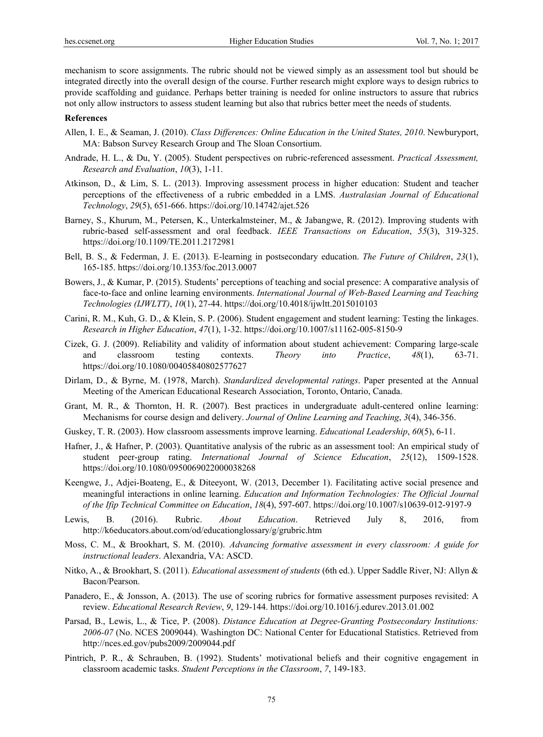mechanism to score assignments. The rubric should not be viewed simply as an assessment tool but should be integrated directly into the overall design of the course. Further research might explore ways to design rubrics to provide scaffolding and guidance. Perhaps better training is needed for online instructors to assure that rubrics not only allow instructors to assess student learning but also that rubrics better meet the needs of students.

**References**

Allen, I. E., & Seaman, J. (2010). *Class Differences: Online Education in the United States, 2010*. Newburyport, MA: Babson Survey Research Group and The Sloan Consortium.

Andrade, H. L., & Du, Y. (2005). Student perspectives on rubric-referenced assessment. *Practical Assessment, Research and Evaluation*, *10*(3), 1-11.

Atkinson, D., & Lim, S. L. (2013). Improving assessment process in higher education: Student and teacher perceptions of the effectiveness of a rubric embedded in a LMS. *Australasian Journal of Educational Technology*, *29*(5), 651-666. https://doi.org/10.14742/ajet.526

Barney, S., Khurum, M., Petersen, K., Unterkalmsteiner, M., & Jabangwe, R. (2012). Improving students with rubric-based self-assessment and oral feedback. *IEEE Transactions on Education*, *55*(3), 319-325. https://doi.org/10.1109/TE.2011.2172981

Bell, B. S., & Federman, J. E. (2013). E-learning in postsecondary education. *The Future of Children*, *23*(1), 165-185. https://doi.org/10.1353/foc.2013.0007

Bowers, J., & Kumar, P. (2015). Students' perceptions of teaching and social presence: A comparative analysis of face-to-face and online learning environments. *International Journal of Web-Based Learning and Teaching Technologies (IJWLTT)*, *10*(1), 27-44. https://doi.org/10.4018/ijwltt.2015010103

Carini, R. M., Kuh, G. D., & Klein, S. P. (2006). Student engagement and student learning: Testing the linkages. *Research in Higher Education*, *47*(1), 1-32. https://doi.org/10.1007/s11162-005-8150-9

Cizek, G. J. (2009). Reliability and validity of information about student achievement: Comparing large-scale and classroom testing contexts. *Theory into Practice*, *48*(1), 63-71. https://doi.org/10.1080/00405840802577627

Dirlam, D., & Byrne, M. (1978, March). *Standardized developmental ratings*. Paper presented at the Annual Meeting of the American Educational Research Association, Toronto, Ontario, Canada.

Grant, M. R., & Thornton, H. R. (2007). Best practices in undergraduate adult-centered online learning: Mechanisms for course design and delivery. *Journal of Online Learning and Teaching*, *3*(4), 346-356.

Guskey, T. R. (2003). How classroom assessments improve learning. *Educational Leadership*, *60*(5), 6-11.

Hafner, J., & Hafner, P. (2003). Quantitative analysis of the rubric as an assessment tool: An empirical study of student peer-group rating. *International Journal of Science Education*, *25*(12), 1509-1528. https://doi.org/10.1080/0950069022000038268

Keengwe, J., Adjei-Boateng, E., & Diteeyont, W. (2013, December 1). Facilitating active social presence and meaningful interactions in online learning. *Education and Information Technologies: The Official Journal of the Ifip Technical Committee on Education*, *18*(4), 597-607. https://doi.org/10.1007/s10639-012-9197-9

Lewis, B. (2016). Rubric. *About Education*. Retrieved July 8, 2016, from http://k6educators.about.com/od/educationglossary/g/grubric.htm

Moss, C. M., & Brookhart, S. M. (2010). *Advancing formative assessment in every classroom: A guide for instructional leaders*. Alexandria, VA: ASCD.

Nitko, A., & Brookhart, S. (2011). *Educational assessment of students* (6th ed.). Upper Saddle River, NJ: Allyn & Bacon/Pearson.

Panadero, E., & Jonsson, A. (2013). The use of scoring rubrics for formative assessment purposes revisited: A review. *Educational Research Review*, *9*, 129-144. https://doi.org/10.1016/j.edurev.2013.01.002

Parsad, B., Lewis, L., & Tice, P. (2008). *Distance Education at Degree-Granting Postsecondary Institutions: 2006-07* (No. NCES 2009044). Washington DC: National Center for Educational Statistics. Retrieved from http://nces.ed.gov/pubs2009/2009044.pdf

Pintrich, P. R., & Schrauben, B. (1992). Students' motivational beliefs and their cognitive engagement in classroom academic tasks. *Student Perceptions in the Classroom*, *7*, 149-183.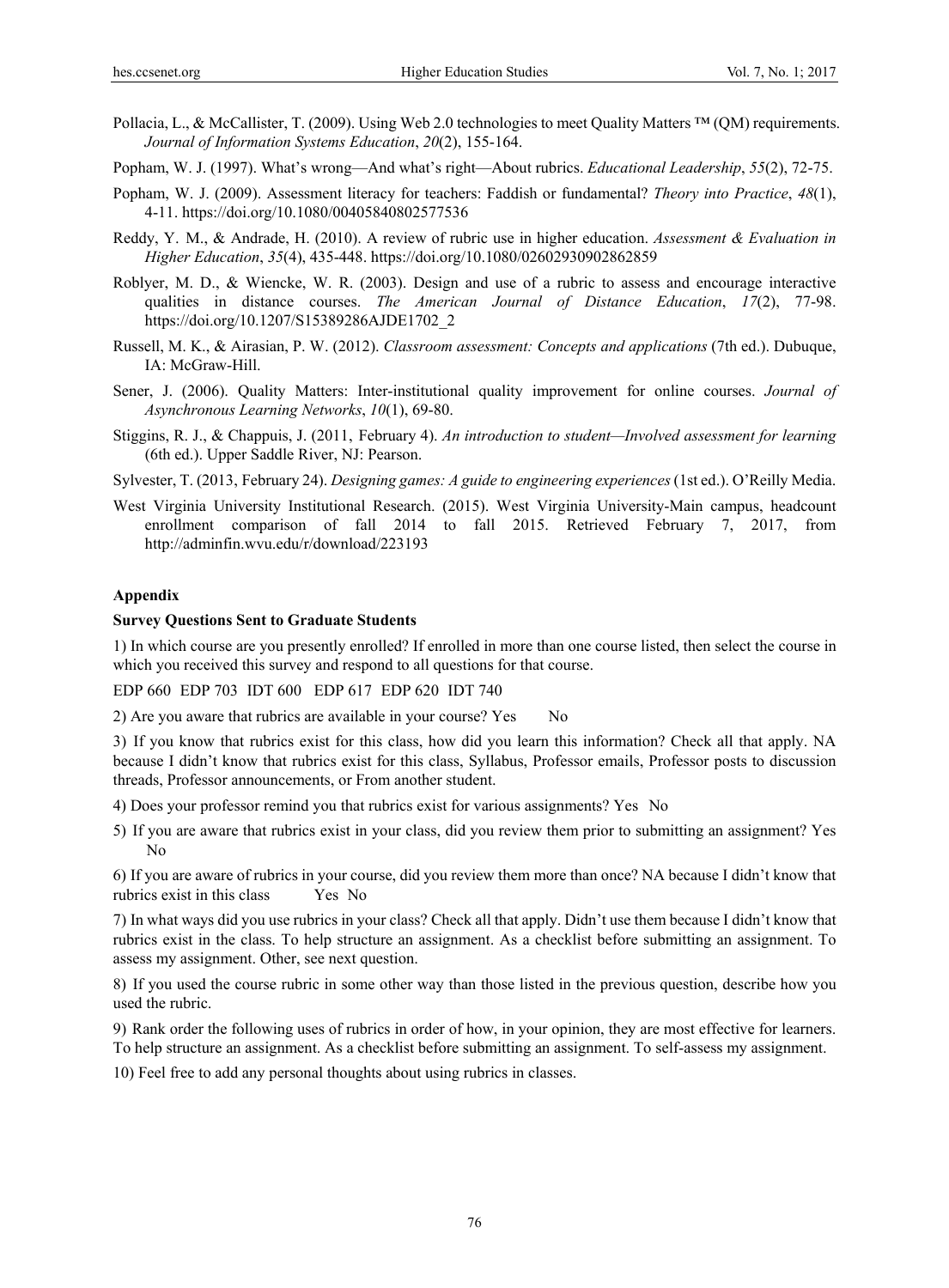Pollacia, L., & McCallister, T. (2009). Using Web 2.0 technologies to meet Quality Matters ™ (QM) requirements. *Journal of Information Systems Education*, *20*(2), 155-164.

Popham, W. J. (1997). What's wrong—And what's right—About rubrics. *Educational Leadership*, *55*(2), 72-75.

Popham, W. J. (2009). Assessment literacy for teachers: Faddish or fundamental? *Theory into Practice*, *48*(1), 4-11. https://doi.org/10.1080/00405840802577536

Reddy, Y. M., & Andrade, H. (2010). A review of rubric use in higher education. *Assessment & Evaluation in Higher Education*, *35*(4), 435-448. https://doi.org/10.1080/02602930902862859

Roblyer, M. D., & Wiencke, W. R. (2003). Design and use of a rubric to assess and encourage interactive qualities in distance courses. *The American Journal of Distance Education*, *17*(2), 77-98. https://doi.org/10.1207/S15389286AJDE1702_2

Russell, M. K., & Airasian, P. W. (2012). *Classroom assessment: Concepts and applications* (7th ed.). Dubuque, IA: McGraw-Hill.

Sener, J. (2006). Quality Matters: Inter-institutional quality improvement for online courses. *Journal of Asynchronous Learning Networks*, *10*(1), 69-80.

Stiggins, R. J., & Chappuis, J. (2011, February 4). *An introduction to student—Involved assessment for learning* (6th ed.). Upper Saddle River, NJ: Pearson.

Sylvester, T. (2013, February 24). *Designing games: A guide to engineering experiences* (1st ed.). O'Reilly Media.

West Virginia University Institutional Research. (2015). West Virginia University-Main campus, headcount enrollment comparison of fall 2014 to fall 2015. Retrieved February 7, 2017, from http://adminfin.wvu.edu/r/download/223193

## Appendix

### Survey Questions Sent to Graduate Students

1) In which course are you presently enrolled? If enrolled in more than one course listed, then select the course in which you received this survey and respond to all questions for that course.

EDP 660 EDP 703 IDT 600 EDP 617 EDP 620 IDT 740

2) Are you aware that rubrics are available in your course? Yes No

3) If you know that rubrics exist for this class, how did you learn this information? Check all that apply. NA because I didn't know that rubrics exist for this class, Syllabus, Professor emails, Professor posts to discussion threads, Professor announcements, or From another student.

4) Does your professor remind you that rubrics exist for various assignments? Yes No

5) If you are aware that rubrics exist in your class, did you review them prior to submitting an assignment? Yes No

6) If you are aware of rubrics in your course, did you review them more than once? NA because I didn't know that rubrics exist in this class Yes No

7) In what ways did you use rubrics in your class? Check all that apply. Didn't use them because I didn't know that rubrics exist in the class. To help structure an assignment. As a checklist before submitting an assignment. To assess my assignment. Other, see next question.

8) If you used the course rubric in some other way than those listed in the previous question, describe how you used the rubric.

9) Rank order the following uses of rubrics in order of how, in your opinion, they are most effective for learners. To help structure an assignment. As a checklist before submitting an assignment. To self-assess my assignment.

10) Feel free to add any personal thoughts about using rubrics in classes.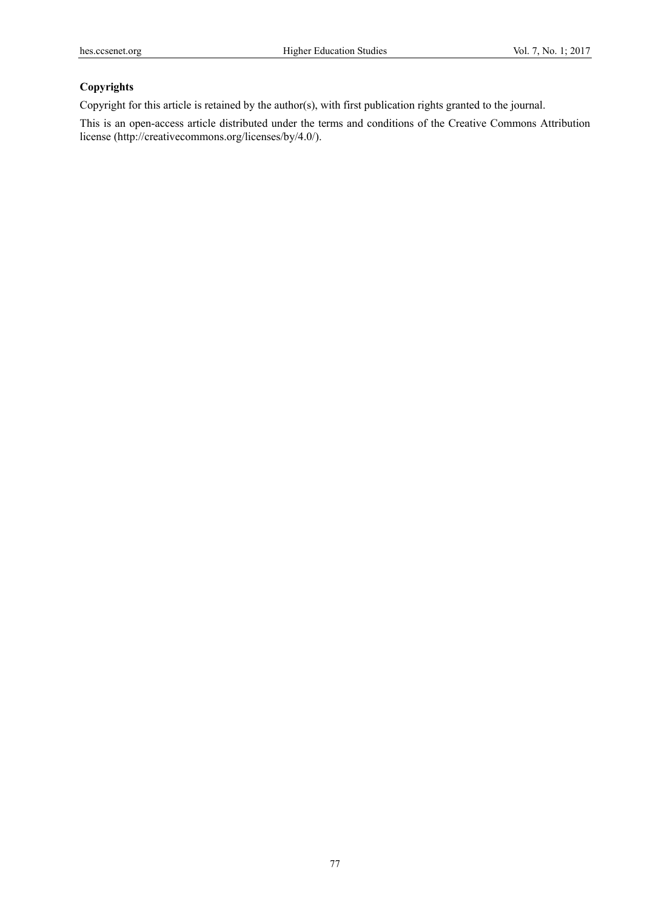**Copyrights**

Copyright for this article is retained by the author(s), with first publication rights granted to the journal.

This is an open-access article distributed under the terms and conditions of the Creative Commons Attribution license (http://creativecommons.org/licenses/by/4.0/).